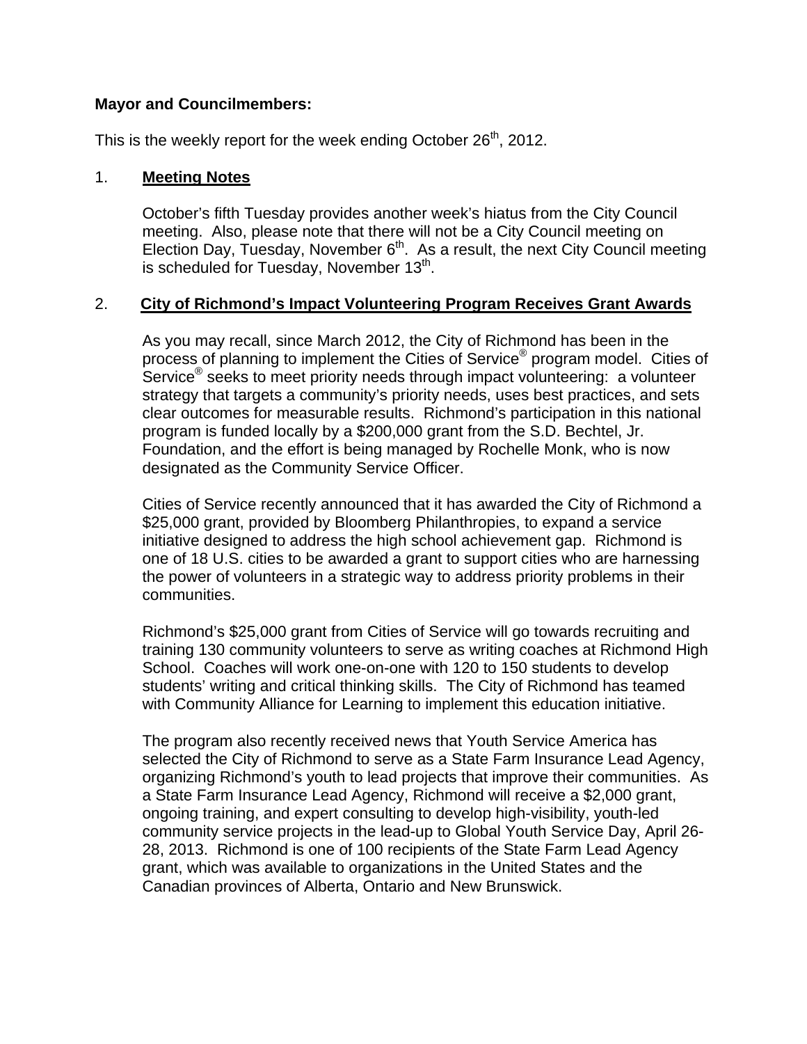**Mayor and Councilmembers:**

This is the weekly report for the week ending October 26th, 2012.

1. **Meeting Notes**

   October's fifth Tuesday provides another week's hiatus from the City Council meeting. Also, please note that there will not be a City Council meeting on Election Day, Tuesday, November 6th. As a result, the next City Council meeting is scheduled for Tuesday, November 13th.

2. **City of Richmond's Impact Volunteering Program Receives Grant Awards**

   As you may recall, since March 2012, the City of Richmond has been in the process of planning to implement the Cities of Service® program model. Cities of Service® seeks to meet priority needs through impact volunteering: a volunteer strategy that targets a community's priority needs, uses best practices, and sets clear outcomes for measurable results. Richmond's participation in this national program is funded locally by a $200,000 grant from the S.D. Bechtel, Jr. Foundation, and the effort is being managed by Rochelle Monk, who is now designated as the Community Service Officer.

   Cities of Service recently announced that it has awarded the City of Richmond a $25,000 grant, provided by Bloomberg Philanthropies, to expand a service initiative designed to address the high school achievement gap. Richmond is one of 18 U.S. cities to be awarded a grant to support cities who are harnessing the power of volunteers in a strategic way to address priority problems in their communities.

   Richmond's $25,000 grant from Cities of Service will go towards recruiting and training 130 community volunteers to serve as writing coaches at Richmond High School. Coaches will work one-on-one with 120 to 150 students to develop students' writing and critical thinking skills. The City of Richmond has teamed with Community Alliance for Learning to implement this education initiative.

   The program also recently received news that Youth Service America has selected the City of Richmond to serve as a State Farm Insurance Lead Agency, organizing Richmond's youth to lead projects that improve their communities. As a State Farm Insurance Lead Agency, Richmond will receive a $2,000 grant, ongoing training, and expert consulting to develop high-visibility, youth-led community service projects in the lead-up to Global Youth Service Day, April 26-28, 2013. Richmond is one of 100 recipients of the State Farm Lead Agency grant, which was available to organizations in the United States and the Canadian provinces of Alberta, Ontario and New Brunswick.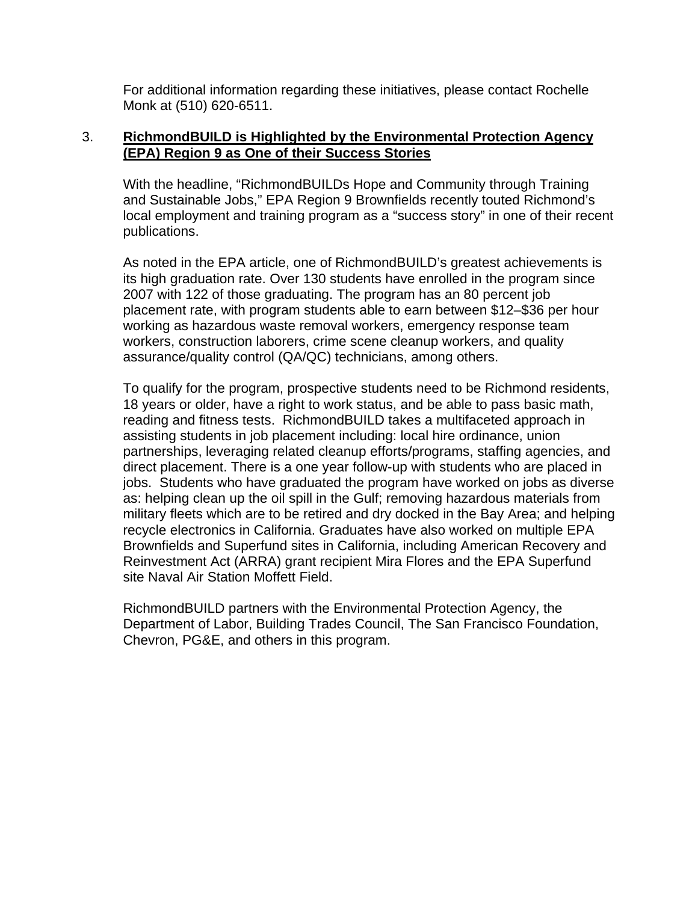For additional information regarding these initiatives, please contact Rochelle Monk at (510) 620-6511.

3. **<u>RichmondBUILD is Highlighted by the Environmental Protection Agency (EPA) Region 9 as One of their Success Stories</u>**

With the headline, "RichmondBUILDs Hope and Community through Training and Sustainable Jobs," EPA Region 9 Brownfields recently touted Richmond's local employment and training program as a "success story" in one of their recent publications.

As noted in the EPA article, one of RichmondBUILD's greatest achievements is its high graduation rate. Over 130 students have enrolled in the program since 2007 with 122 of those graduating. The program has an 80 percent job placement rate, with program students able to earn between $12–$36 per hour working as hazardous waste removal workers, emergency response team workers, construction laborers, crime scene cleanup workers, and quality assurance/quality control (QA/QC) technicians, among others.

To qualify for the program, prospective students need to be Richmond residents, 18 years or older, have a right to work status, and be able to pass basic math, reading and fitness tests. RichmondBUILD takes a multifaceted approach in assisting students in job placement including: local hire ordinance, union partnerships, leveraging related cleanup efforts/programs, staffing agencies, and direct placement. There is a one year follow-up with students who are placed in jobs. Students who have graduated the program have worked on jobs as diverse as: helping clean up the oil spill in the Gulf; removing hazardous materials from military fleets which are to be retired and dry docked in the Bay Area; and helping recycle electronics in California. Graduates have also worked on multiple EPA Brownfields and Superfund sites in California, including American Recovery and Reinvestment Act (ARRA) grant recipient Mira Flores and the EPA Superfund site Naval Air Station Moffett Field.

RichmondBUILD partners with the Environmental Protection Agency, the Department of Labor, Building Trades Council, The San Francisco Foundation, Chevron, PG&E, and others in this program.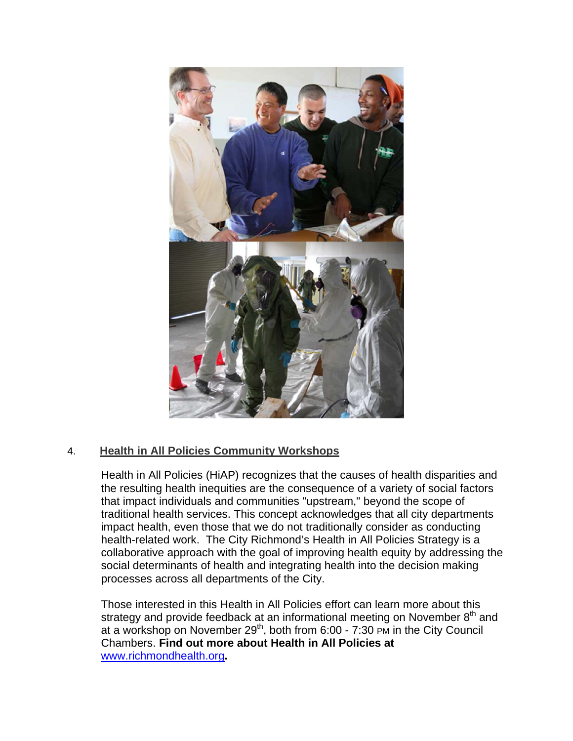4. **Health in All Policies Community Workshops**

Health in All Policies (HiAP) recognizes that the causes of health disparities and the resulting health inequities are the consequence of a variety of social factors that impact individuals and communities "upstream," beyond the scope of traditional health services. This concept acknowledges that all city departments impact health, even those that we do not traditionally consider as conducting health-related work. The City Richmond's Health in All Policies Strategy is a collaborative approach with the goal of improving health equity by addressing the social determinants of health and integrating health into the decision making processes across all departments of the City.

Those interested in this Health in All Policies effort can learn more about this strategy and provide feedback at an informational meeting on November 8th and at a workshop on November 29th, both from 6:00 - 7:30 PM in the City Council Chambers. **Find out more about Health in All Policies at [www.richmondhealth.org](http://www.richmondhealth.org).**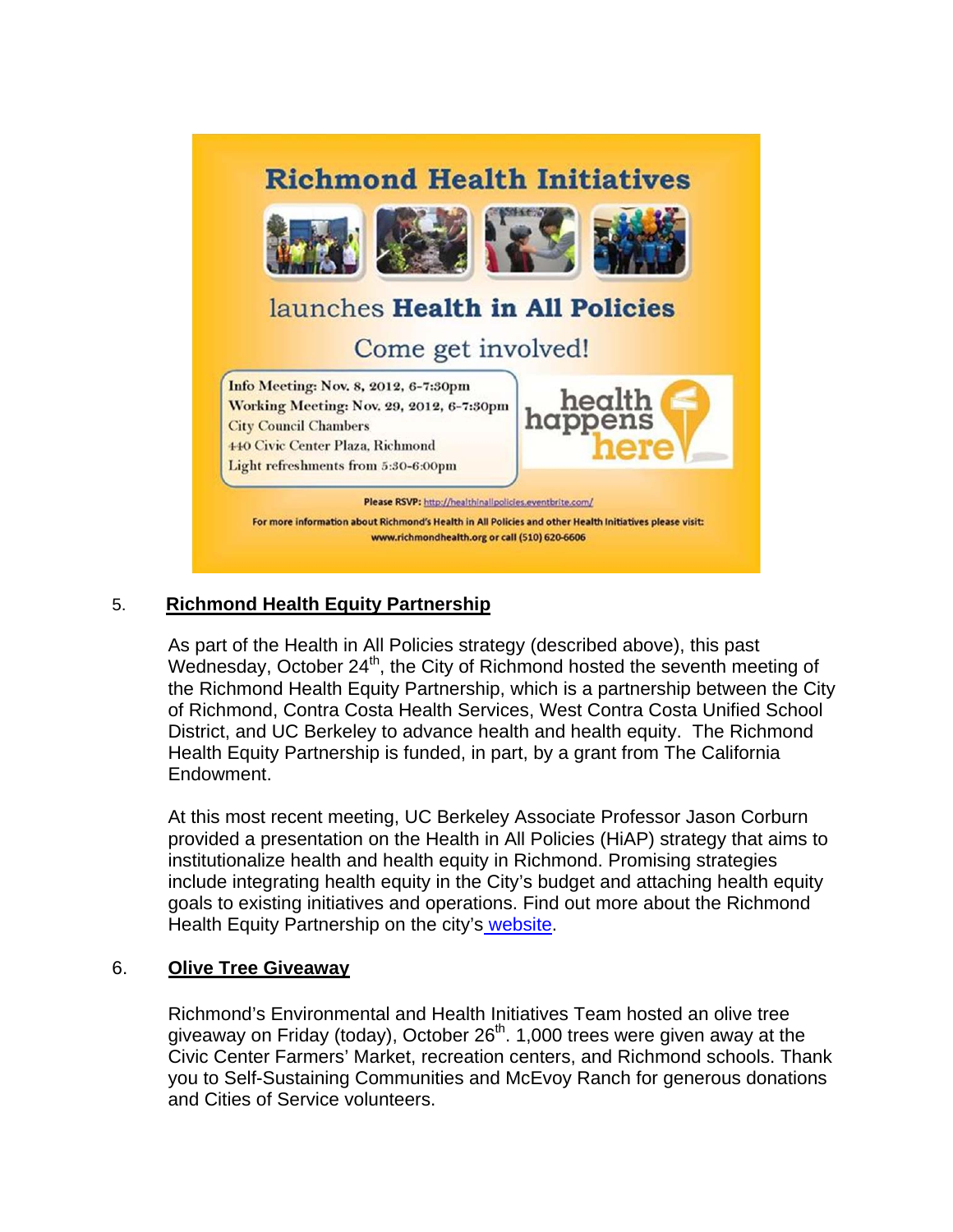# Richmond Health Initiatives

launches **Health in All Policies**

Come get involved!

Info Meeting: Nov. 8, 2012, 6-7:30pm
Working Meeting: Nov. 29, 2012, 6-7:30pm
City Council Chambers
440 Civic Center Plaza, Richmond
Light refreshments from 5:30-6:00pm

health happens here

**Please RSVP:** http://healthinallpolicies.eventbrite.com/

For more information about Richmond's Health in All Policies and other Health Initiatives please visit: www.richmondhealth.org or call (510) 620-6606

5. **Richmond Health Equity Partnership**

As part of the Health in All Policies strategy (described above), this past Wednesday, October 24th, the City of Richmond hosted the seventh meeting of the Richmond Health Equity Partnership, which is a partnership between the City of Richmond, Contra Costa Health Services, West Contra Costa Unified School District, and UC Berkeley to advance health and health equity. The Richmond Health Equity Partnership is funded, in part, by a grant from The California Endowment.

At this most recent meeting, UC Berkeley Associate Professor Jason Corburn provided a presentation on the Health in All Policies (HiAP) strategy that aims to institutionalize health and health equity in Richmond. Promising strategies include integrating health equity in the City's budget and attaching health equity goals to existing initiatives and operations. Find out more about the Richmond Health Equity Partnership on the city's website.

6. **Olive Tree Giveaway**

Richmond's Environmental and Health Initiatives Team hosted an olive tree giveaway on Friday (today), October 26th. 1,000 trees were given away at the Civic Center Farmers' Market, recreation centers, and Richmond schools. Thank you to Self-Sustaining Communities and McEvoy Ranch for generous donations and Cities of Service volunteers.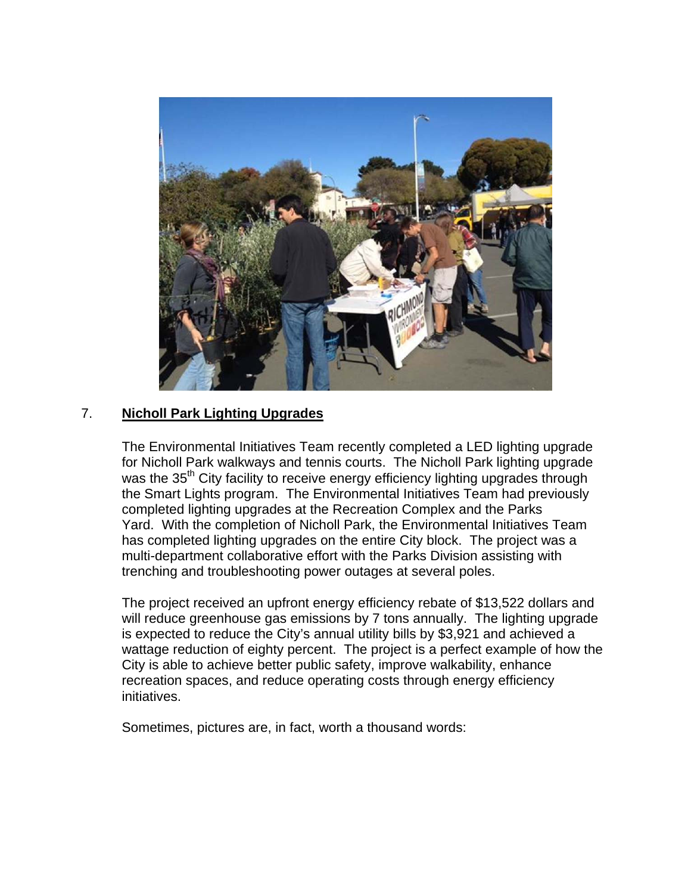7. **Nicholl Park Lighting Upgrades**

The Environmental Initiatives Team recently completed a LED lighting upgrade for Nicholl Park walkways and tennis courts. The Nicholl Park lighting upgrade was the 35th City facility to receive energy efficiency lighting upgrades through the Smart Lights program. The Environmental Initiatives Team had previously completed lighting upgrades at the Recreation Complex and the Parks Yard. With the completion of Nicholl Park, the Environmental Initiatives Team has completed lighting upgrades on the entire City block. The project was a multi-department collaborative effort with the Parks Division assisting with trenching and troubleshooting power outages at several poles.

The project received an upfront energy efficiency rebate of $13,522 dollars and will reduce greenhouse gas emissions by 7 tons annually. The lighting upgrade is expected to reduce the City's annual utility bills by $3,921 and achieved a wattage reduction of eighty percent. The project is a perfect example of how the City is able to achieve better public safety, improve walkability, enhance recreation spaces, and reduce operating costs through energy efficiency initiatives.

Sometimes, pictures are, in fact, worth a thousand words: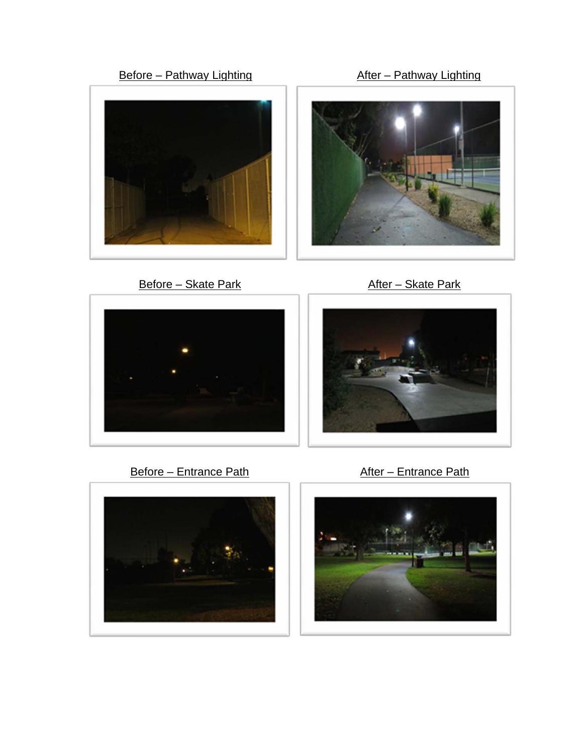Before – Pathway Lighting

After – Pathway Lighting

Before – Skate Park

After – Skate Park

Before – Entrance Path

After – Entrance Path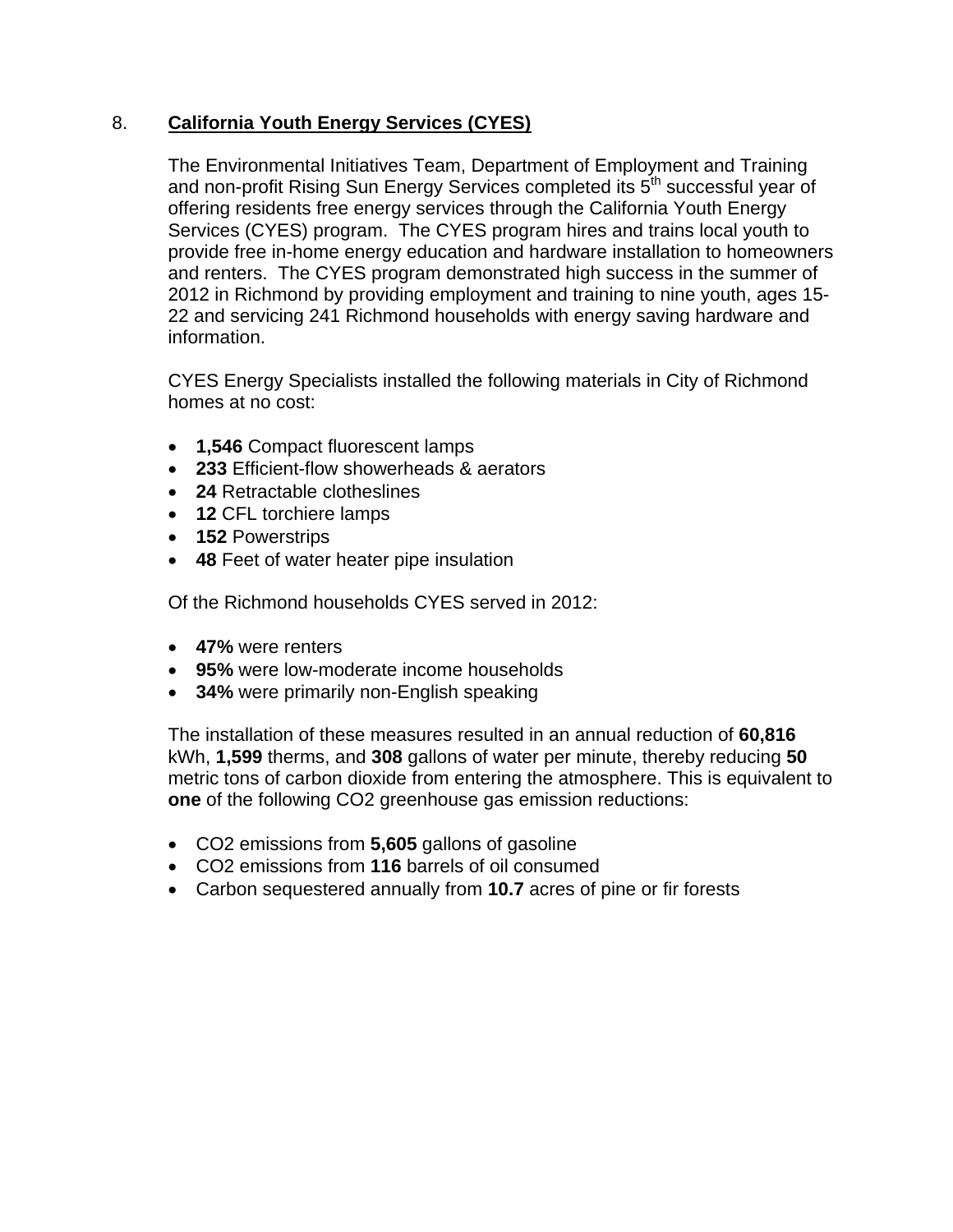## 8. **California Youth Energy Services (CYES)**

The Environmental Initiatives Team, Department of Employment and Training and non-profit Rising Sun Energy Services completed its 5th successful year of offering residents free energy services through the California Youth Energy Services (CYES) program. The CYES program hires and trains local youth to provide free in-home energy education and hardware installation to homeowners and renters. The CYES program demonstrated high success in the summer of 2012 in Richmond by providing employment and training to nine youth, ages 15-22 and servicing 241 Richmond households with energy saving hardware and information.

CYES Energy Specialists installed the following materials in City of Richmond homes at no cost:

- **1,546** Compact fluorescent lamps
- **233** Efficient-flow showerheads & aerators
- **24** Retractable clotheslines
- **12** CFL torchiere lamps
- **152** Powerstrips
- **48** Feet of water heater pipe insulation

Of the Richmond households CYES served in 2012:

- **47%** were renters
- **95%** were low-moderate income households
- **34%** were primarily non-English speaking

The installation of these measures resulted in an annual reduction of **60,816** kWh, **1,599** therms, and **308** gallons of water per minute, thereby reducing **50** metric tons of carbon dioxide from entering the atmosphere. This is equivalent to **one** of the following $CO_2$ greenhouse gas emission reductions:

- $CO_2$ emissions from **5,605** gallons of gasoline
- $CO_2$ emissions from **116** barrels of oil consumed
- Carbon sequestered annually from **10.7** acres of pine or fir forests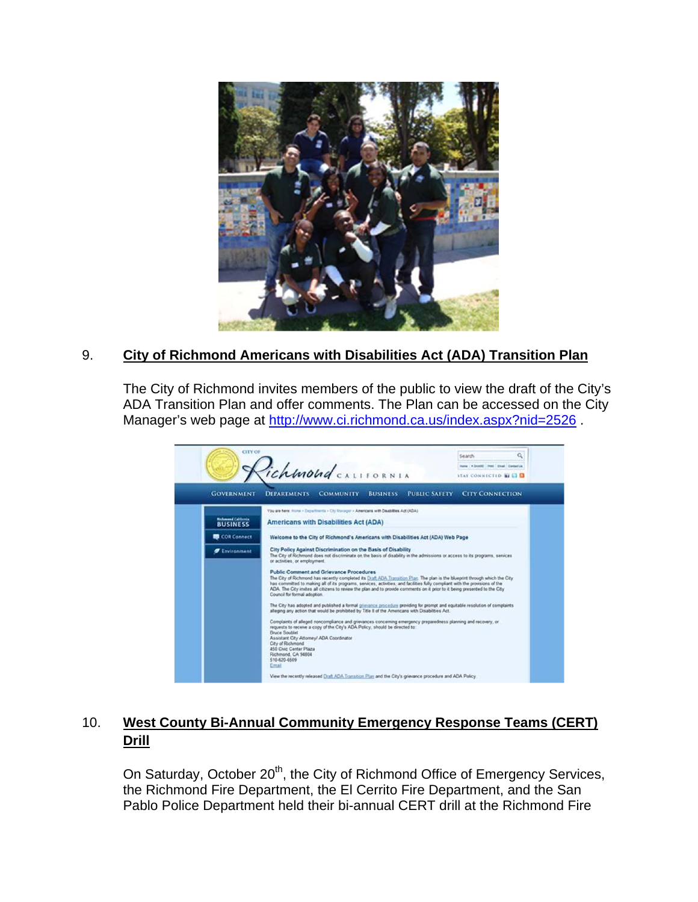9. **City of Richmond Americans with Disabilities Act (ADA) Transition Plan**

The City of Richmond invites members of the public to view the draft of the City's ADA Transition Plan and offer comments. The Plan can be accessed on the City Manager's web page at http://www.ci.richmond.ca.us/index.aspx?nid=2526 .

10. **West County Bi-Annual Community Emergency Response Teams (CERT) Drill**

On Saturday, October 20th, the City of Richmond Office of Emergency Services, the Richmond Fire Department, the El Cerrito Fire Department, and the San Pablo Police Department held their bi-annual CERT drill at the Richmond Fire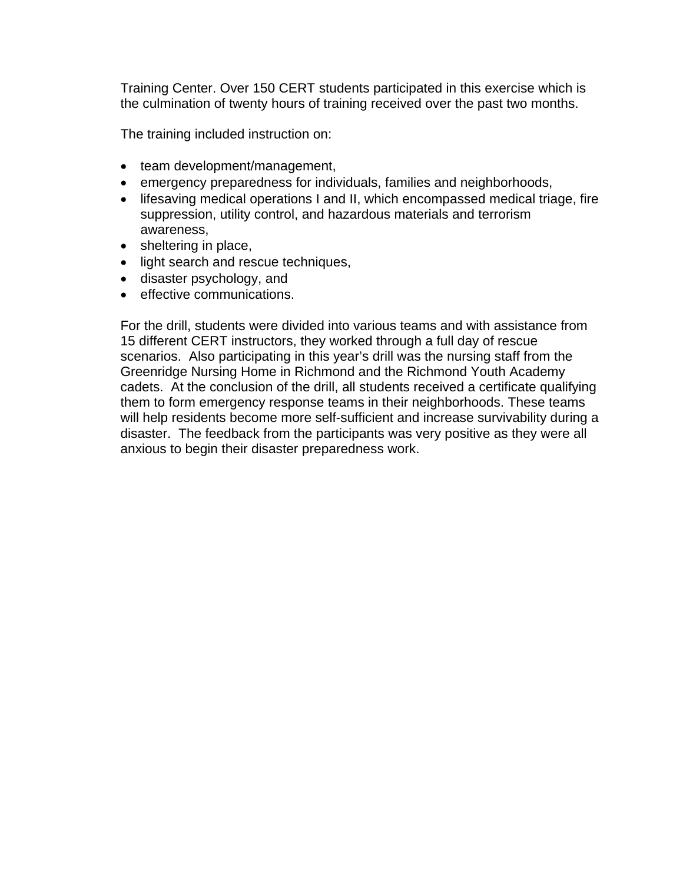Training Center. Over 150 CERT students participated in this exercise which is the culmination of twenty hours of training received over the past two months.

The training included instruction on:

- team development/management,
- emergency preparedness for individuals, families and neighborhoods,
- lifesaving medical operations I and II, which encompassed medical triage, fire suppression, utility control, and hazardous materials and terrorism awareness,
- sheltering in place,
- light search and rescue techniques,
- disaster psychology, and
- effective communications.

For the drill, students were divided into various teams and with assistance from 15 different CERT instructors, they worked through a full day of rescue scenarios. Also participating in this year's drill was the nursing staff from the Greenridge Nursing Home in Richmond and the Richmond Youth Academy cadets. At the conclusion of the drill, all students received a certificate qualifying them to form emergency response teams in their neighborhoods. These teams will help residents become more self-sufficient and increase survivability during a disaster. The feedback from the participants was very positive as they were all anxious to begin their disaster preparedness work.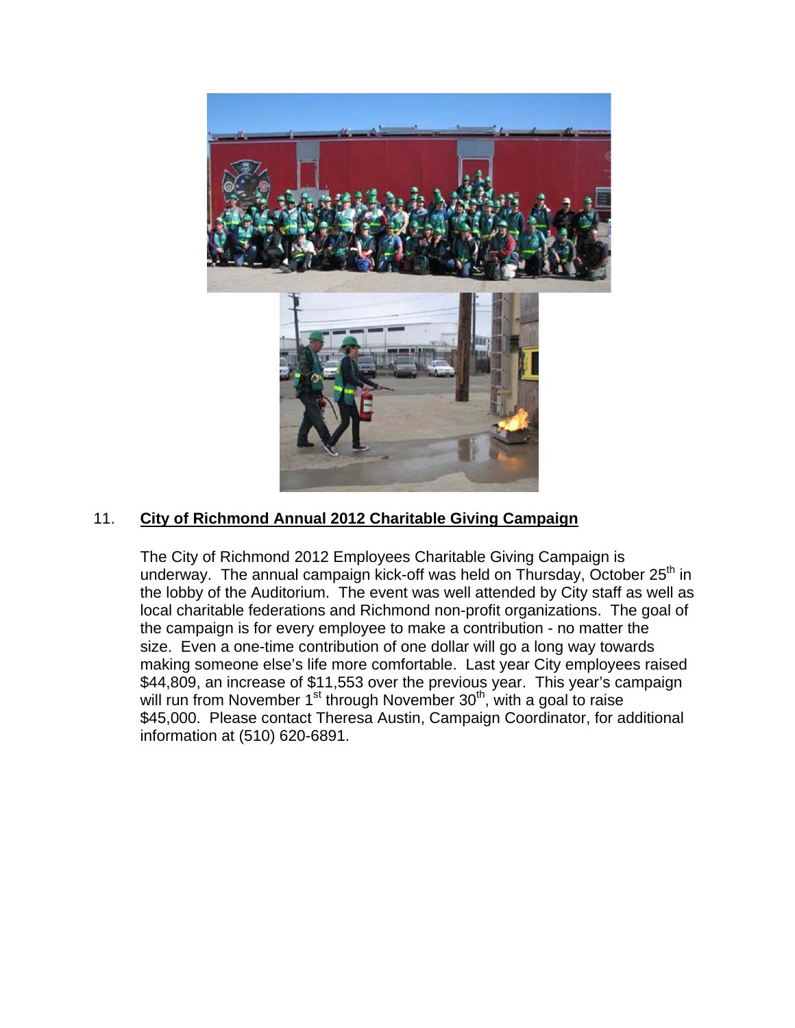## 11. City of Richmond Annual 2012 Charitable Giving Campaign

The City of Richmond 2012 Employees Charitable Giving Campaign is underway. The annual campaign kick-off was held on Thursday, October 25th in the lobby of the Auditorium. The event was well attended by City staff as well as local charitable federations and Richmond non-profit organizations. The goal of the campaign is for every employee to make a contribution - no matter the size. Even a one-time contribution of one dollar will go a long way towards making someone else's life more comfortable. Last year City employees raised $44,809, an increase of $11,553 over the previous year. This year's campaign will run from November 1st through November 30th, with a goal to raise $45,000. Please contact Theresa Austin, Campaign Coordinator, for additional information at (510) 620-6891.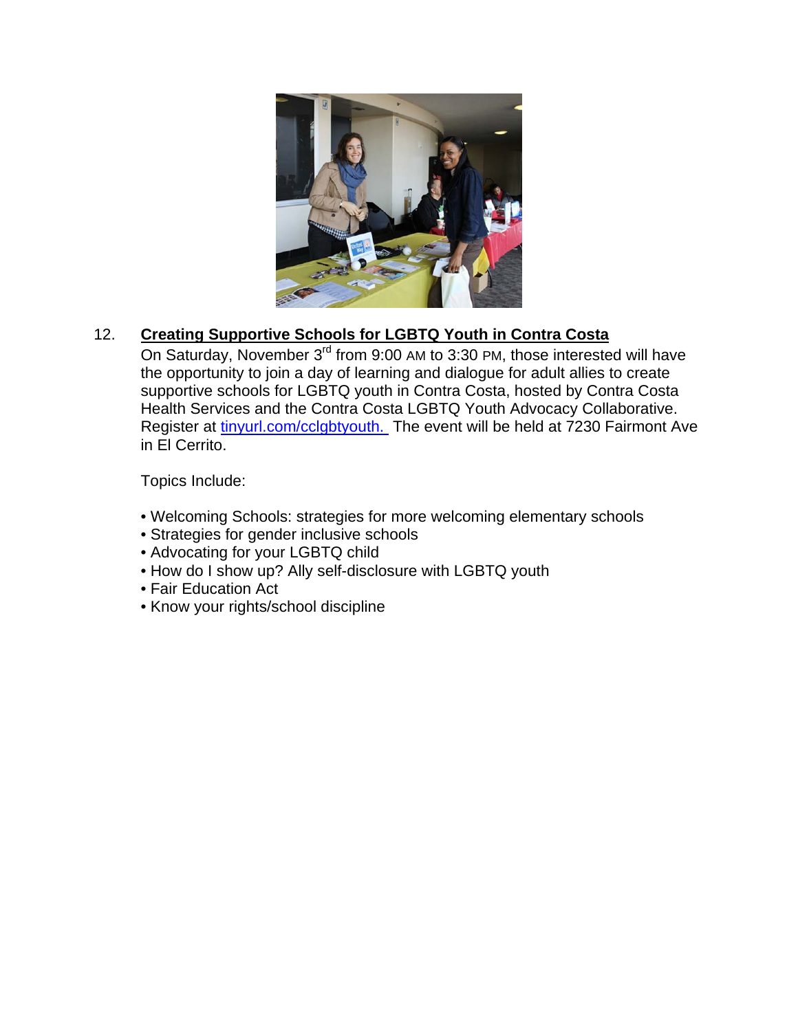12. **Creating Supportive Schools for LGBTQ Youth in Contra Costa**

On Saturday, November 3rd from 9:00 AM to 3:30 PM, those interested will have the opportunity to join a day of learning and dialogue for adult allies to create supportive schools for LGBTQ youth in Contra Costa, hosted by Contra Costa Health Services and the Contra Costa LGBTQ Youth Advocacy Collaborative. Register at tinyurl.com/cclgbtyouth. The event will be held at 7230 Fairmont Ave in El Cerrito.

Topics Include:

- Welcoming Schools: strategies for more welcoming elementary schools
- Strategies for gender inclusive schools
- Advocating for your LGBTQ child
- How do I show up? Ally self-disclosure with LGBTQ youth
- Fair Education Act
- Know your rights/school discipline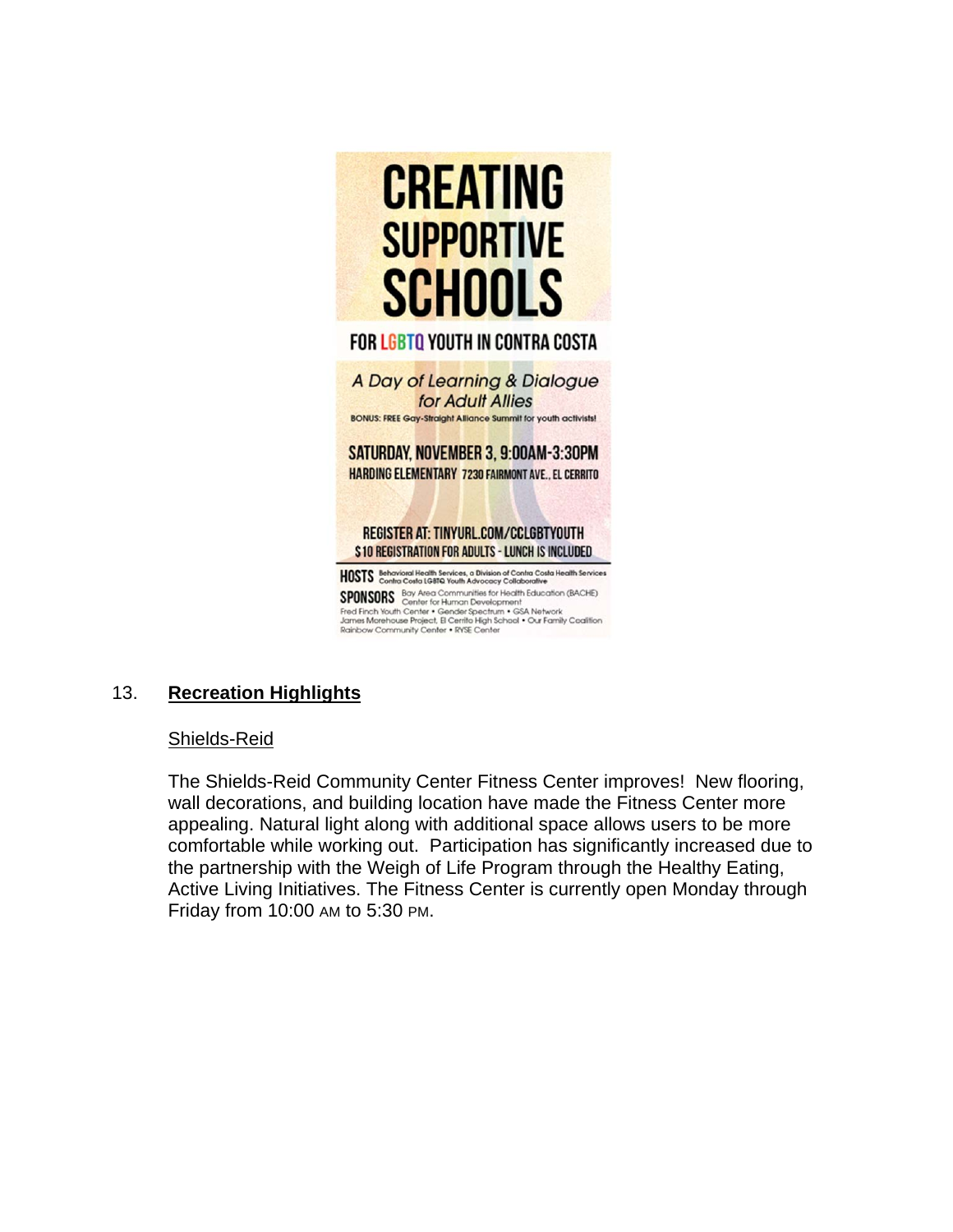# CREATING SUPPORTIVE SCHOOLS

## FOR LGBTQ YOUTH IN CONTRA COSTA

*A Day of Learning & Dialogue for Adult Allies*

BONUS: FREE Gay-Straight Alliance Summit for youth activists!

**SATURDAY, NOVEMBER 3, 9:00AM-3:30PM**

**HARDING ELEMENTARY** 7230 FAIRMONT AVE., EL CERRITO

**REGISTER AT: TINYURL.COM/CCLGBTYOUTH**

**$10 REGISTRATION FOR ADULTS - LUNCH IS INCLUDED**

**HOSTS** Behavioral Health Services, a Division of Contra Costa Health Services
Contra Costa LGBTQ Youth Advocacy Collaborative

**SPONSORS** Bay Area Communities for Health Education (BACHE)
Center for Human Development
Fred Finch Youth Center • Gender Spectrum • GSA Network
James Morehouse Project, El Cerrito High School • Our Family Coalition
Rainbow Community Center • RYSE Center

## 13. **Recreation Highlights**

Shields-Reid

The Shields-Reid Community Center Fitness Center improves! New flooring, wall decorations, and building location have made the Fitness Center more appealing. Natural light along with additional space allows users to be more comfortable while working out. Participation has significantly increased due to the partnership with the Weigh of Life Program through the Healthy Eating, Active Living Initiatives. The Fitness Center is currently open Monday through Friday from 10:00 AM to 5:30 PM.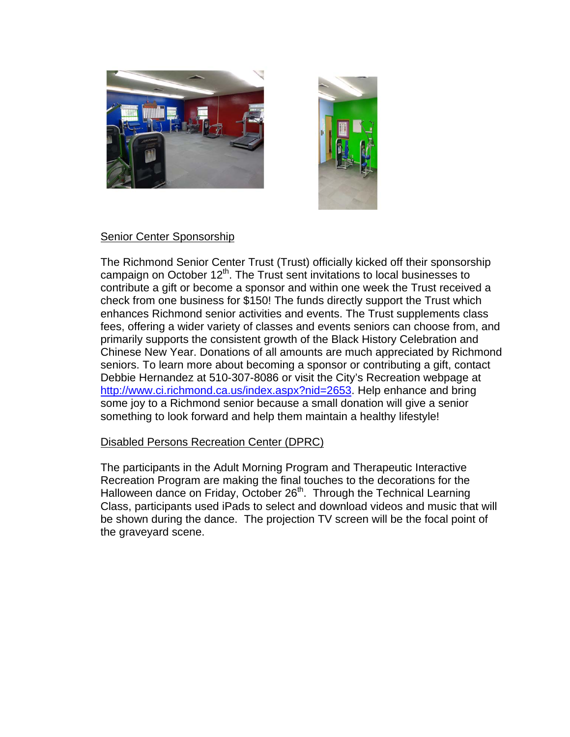Senior Center Sponsorship

The Richmond Senior Center Trust (Trust) officially kicked off their sponsorship campaign on October 12th. The Trust sent invitations to local businesses to contribute a gift or become a sponsor and within one week the Trust received a check from one business for $150! The funds directly support the Trust which enhances Richmond senior activities and events. The Trust supplements class fees, offering a wider variety of classes and events seniors can choose from, and primarily supports the consistent growth of the Black History Celebration and Chinese New Year. Donations of all amounts are much appreciated by Richmond seniors. To learn more about becoming a sponsor or contributing a gift, contact Debbie Hernandez at 510-307-8086 or visit the City's Recreation webpage at http://www.ci.richmond.ca.us/index.aspx?nid=2653. Help enhance and bring some joy to a Richmond senior because a small donation will give a senior something to look forward and help them maintain a healthy lifestyle!

Disabled Persons Recreation Center (DPRC)

The participants in the Adult Morning Program and Therapeutic Interactive Recreation Program are making the final touches to the decorations for the Halloween dance on Friday, October 26th. Through the Technical Learning Class, participants used iPads to select and download videos and music that will be shown during the dance. The projection TV screen will be the focal point of the graveyard scene.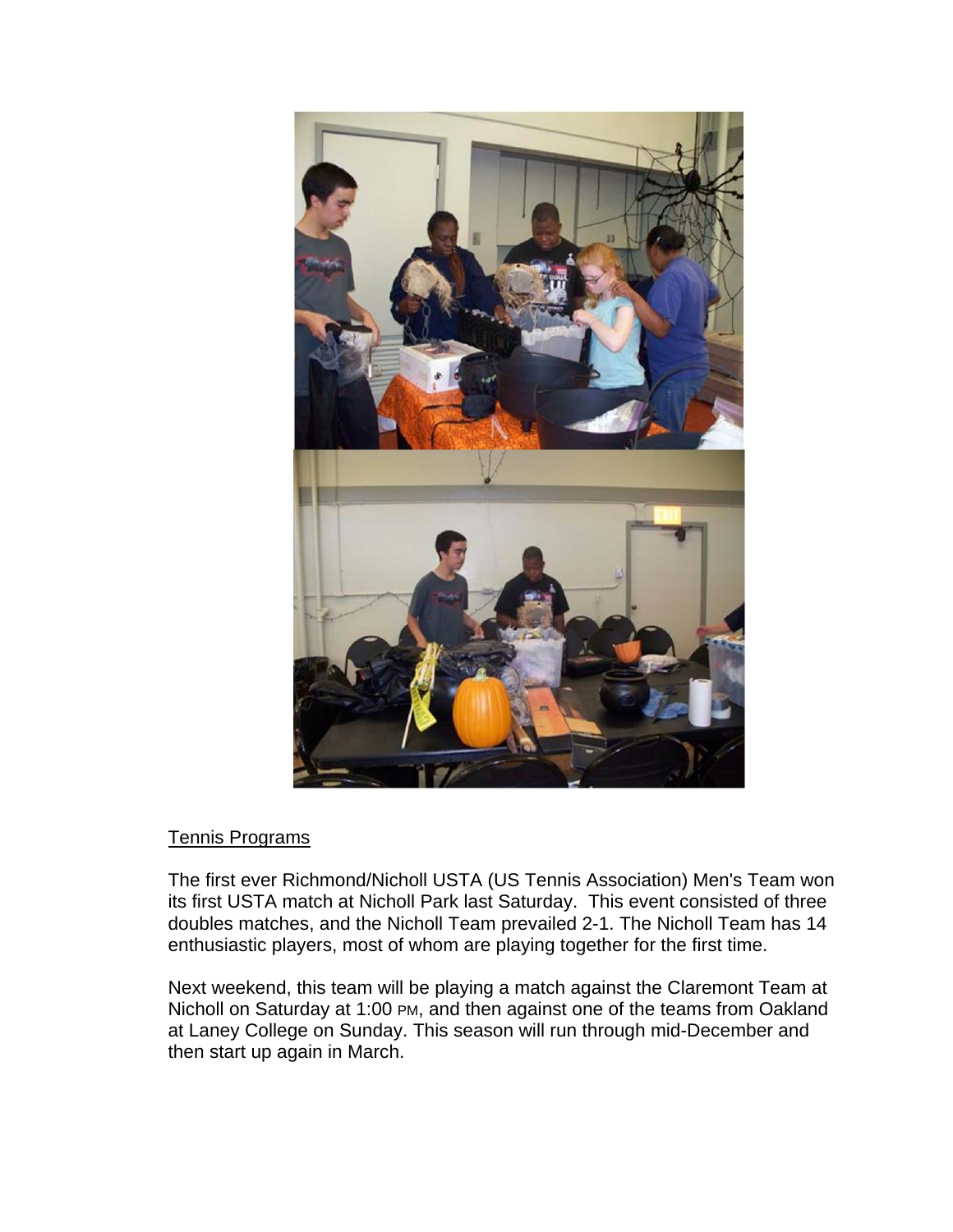<u>Tennis Programs</u>

The first ever Richmond/Nicholl USTA (US Tennis Association) Men's Team won its first USTA match at Nicholl Park last Saturday. This event consisted of three doubles matches, and the Nicholl Team prevailed 2-1. The Nicholl Team has 14 enthusiastic players, most of whom are playing together for the first time.

Next weekend, this team will be playing a match against the Claremont Team at Nicholl on Saturday at 1:00 PM, and then against one of the teams from Oakland at Laney College on Sunday. This season will run through mid-December and then start up again in March.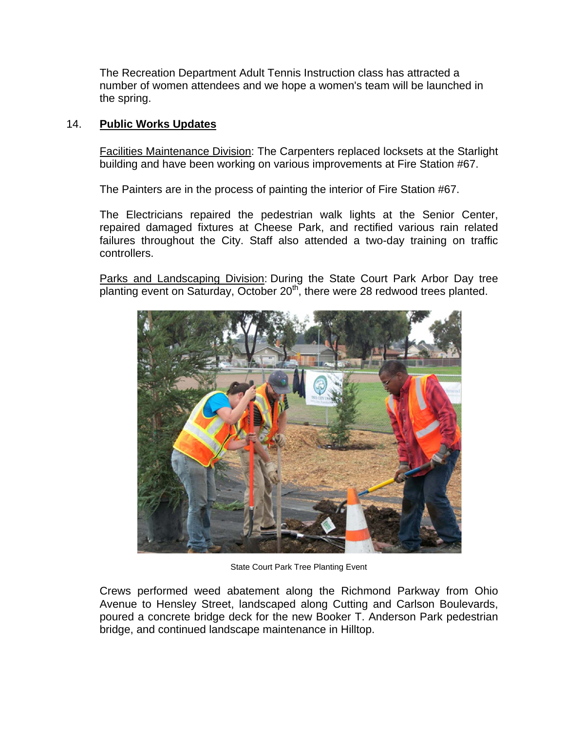The Recreation Department Adult Tennis Instruction class has attracted a number of women attendees and we hope a women's team will be launched in the spring.

## 14. **Public Works Updates**

Facilities Maintenance Division: The Carpenters replaced locksets at the Starlight building and have been working on various improvements at Fire Station #67.

The Painters are in the process of painting the interior of Fire Station #67.

The Electricians repaired the pedestrian walk lights at the Senior Center, repaired damaged fixtures at Cheese Park, and rectified various rain related failures throughout the City. Staff also attended a two-day training on traffic controllers.

Parks and Landscaping Division: During the State Court Park Arbor Day tree planting event on Saturday, October 20th, there were 28 redwood trees planted.

State Court Park Tree Planting Event

Crews performed weed abatement along the Richmond Parkway from Ohio Avenue to Hensley Street, landscaped along Cutting and Carlson Boulevards, poured a concrete bridge deck for the new Booker T. Anderson Park pedestrian bridge, and continued landscape maintenance in Hilltop.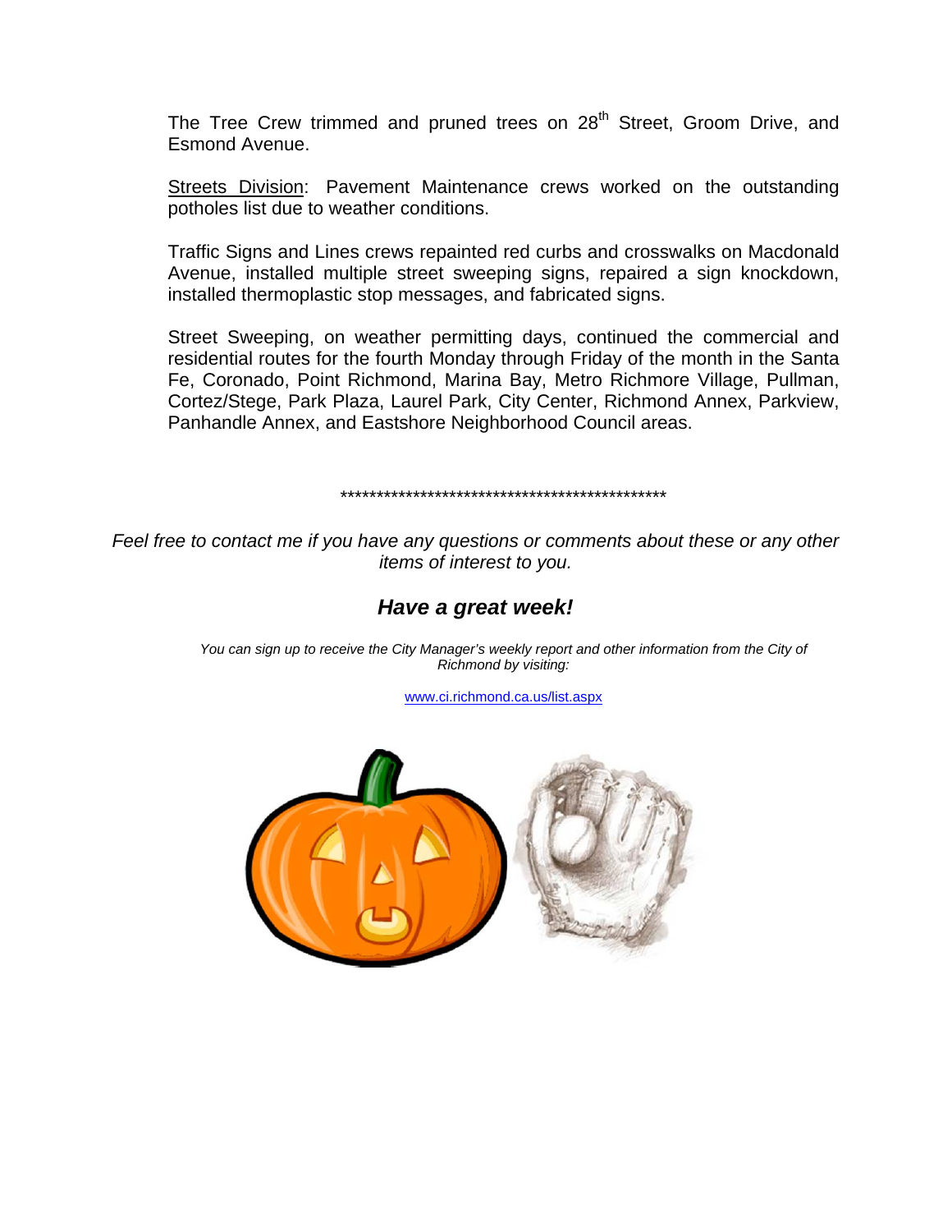The Tree Crew trimmed and pruned trees on 28th Street, Groom Drive, and Esmond Avenue.

Streets Division: Pavement Maintenance crews worked on the outstanding potholes list due to weather conditions.

Traffic Signs and Lines crews repainted red curbs and crosswalks on Macdonald Avenue, installed multiple street sweeping signs, repaired a sign knockdown, installed thermoplastic stop messages, and fabricated signs.

Street Sweeping, on weather permitting days, continued the commercial and residential routes for the fourth Monday through Friday of the month in the Santa Fe, Coronado, Point Richmond, Marina Bay, Metro Richmore Village, Pullman, Cortez/Stege, Park Plaza, Laurel Park, City Center, Richmond Annex, Parkview, Panhandle Annex, and Eastshore Neighborhood Council areas.

************************************************

*Feel free to contact me if you have any questions or comments about these or any other items of interest to you.*

***Have a great week!***

*You can sign up to receive the City Manager's weekly report and other information from the City of Richmond by visiting:*

www.ci.richmond.ca.us/list.aspx